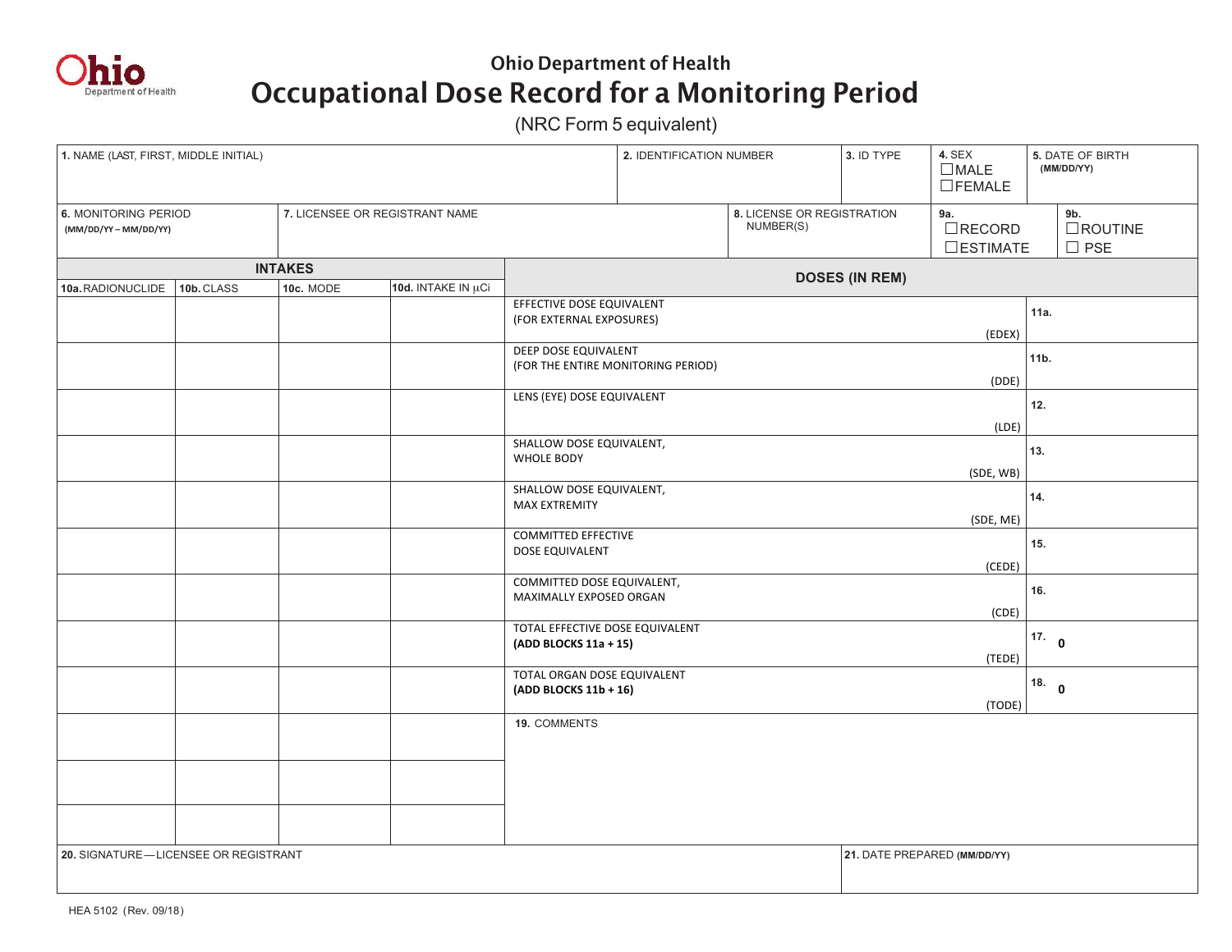Ohio Department of Health

# Ohio Department of Health
# Occupational Dose Record for a Monitoring Period

(NRC Form 5 equivalent)

| 1. NAME (LAST, FIRST, MIDDLE INITIAL) | 2. IDENTIFICATION NUMBER | 3. ID TYPE | 4. SEX ☐MALE ☐FEMALE | 5. DATE OF BIRTH (MM/DD/YY) |
|---|---|---|---|---|
| | | | | |

| 6. MONITORING PERIOD (MM/DD/YY – MM/DD/YY) | 7. LICENSEE OR REGISTRANT NAME | 8. LICENSE OR REGISTRATION NUMBER(S) | 9a. ☐RECORD ☐ESTIMATE | 9b. ☐ROUTINE ☐ PSE |
|---|---|---|---|---|
| | | | | |

| INTAKES | | | | DOSES (IN REM) | |
|---|---|---|---|---|---|
| 10a. RADIONUCLIDE | 10b. CLASS | 10c. MODE | 10d. INTAKE IN µCi | | |
| | | | | EFFECTIVE DOSE EQUIVALENT (FOR EXTERNAL EXPOSURES) (EDEX) | 11a. |
| | | | | DEEP DOSE EQUIVALENT (FOR THE ENTIRE MONITORING PERIOD) (DDE) | 11b. |
| | | | | LENS (EYE) DOSE EQUIVALENT (LDE) | 12. |
| | | | | SHALLOW DOSE EQUIVALENT, WHOLE BODY (SDE, WB) | 13. |
| | | | | SHALLOW DOSE EQUIVALENT, MAX EXTREMITY (SDE, ME) | 14. |
| | | | | COMMITTED EFFECTIVE DOSE EQUIVALENT (CEDE) | 15. |
| | | | | COMMITTED DOSE EQUIVALENT, MAXIMALLY EXPOSED ORGAN (CDE) | 16. |
| | | | | TOTAL EFFECTIVE DOSE EQUIVALENT **(ADD BLOCKS 11a + 15)** (TEDE) | 17. **0** |
| | | | | TOTAL ORGAN DOSE EQUIVALENT **(ADD BLOCKS 11b + 16)** (TODE) | 18. **0** |
| | | | | 19. COMMENTS | |
| | | | | | |
| | | | | | |

| 20. SIGNATURE—LICENSEE OR REGISTRANT | 21. DATE PREPARED (MM/DD/YY) |
|---|---|
| | |

HEA 5102 (Rev. 09/18)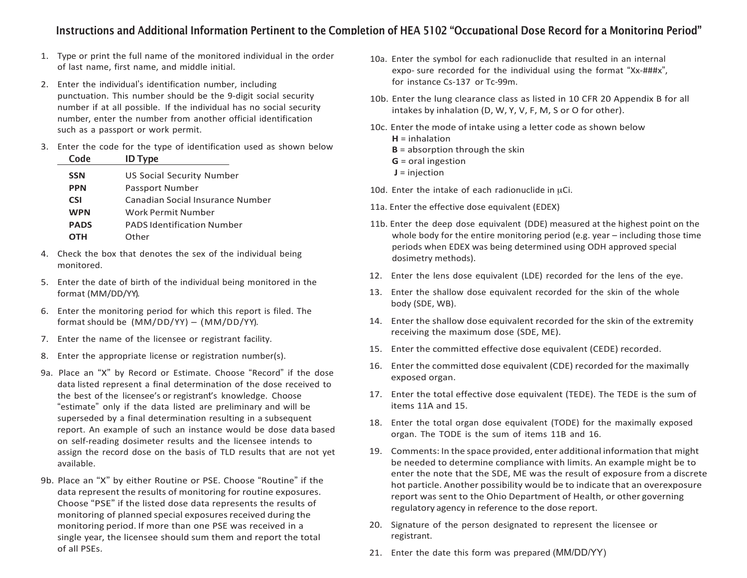# Instructions and Additional Information Pertinent to the Completion of HEA 5102 "Occupational Dose Record for a Monitoring Period"

1. Type or print the full name of the monitored individual in the order of last name, first name, and middle initial.

2. Enter the individual's identification number, including punctuation. This number should be the 9-digit social security number if at all possible. If the individual has no social security number, enter the number from another official identification such as a passport or work permit.

3. Enter the code for the type of identification used as shown below

| Code | ID Type |
|---|---|
| SSN | US Social Security Number |
| PPN | Passport Number |
| CSI | Canadian Social Insurance Number |
| WPN | Work Permit Number |
| PADS | PADS Identification Number |
| OTH | Other |

4. Check the box that denotes the sex of the individual being monitored.

5. Enter the date of birth of the individual being monitored in the format (MM/DD/YY).

6. Enter the monitoring period for which this report is filed. The format should be (MM/DD/YY) – (MM/DD/YY).

7. Enter the name of the licensee or registrant facility.

8. Enter the appropriate license or registration number(s).

9a. Place an "X" by Record or Estimate. Choose "Record" if the dose data listed represent a final determination of the dose received to the best of the licensee's or registrant's knowledge. Choose "estimate" only if the data listed are preliminary and will be superseded by a final determination resulting in a subsequent report. An example of such an instance would be dose data based on self-reading dosimeter results and the licensee intends to assign the record dose on the basis of TLD results that are not yet available.

9b. Place an "X" by either Routine or PSE. Choose "Routine" if the data represent the results of monitoring for routine exposures. Choose "PSE" if the listed dose data represents the results of monitoring of planned special exposures received during the monitoring period. If more than one PSE was received in a single year, the licensee should sum them and report the total of all PSEs.

10a. Enter the symbol for each radionuclide that resulted in an internal expo- sure recorded for the individual using the format "Xx-###x", for instance Cs-137 or Tc-99m.

10b. Enter the lung clearance class as listed in 10 CFR 20 Appendix B for all intakes by inhalation (D, W, Y, V, F, M, S or O for other).

10c. Enter the mode of intake using a letter code as shown below
**H** = inhalation
**B** = absorption through the skin
**G** = oral ingestion
**J** = injection

10d. Enter the intake of each radionuclide in μCi.

11a. Enter the effective dose equivalent (EDEX)

11b. Enter the deep dose equivalent (DDE) measured at the highest point on the whole body for the entire monitoring period (e.g. year – including those time periods when EDEX was being determined using ODH approved special dosimetry methods).

12. Enter the lens dose equivalent (LDE) recorded for the lens of the eye.

13. Enter the shallow dose equivalent recorded for the skin of the whole body (SDE, WB).

14. Enter the shallow dose equivalent recorded for the skin of the extremity receiving the maximum dose (SDE, ME).

15. Enter the committed effective dose equivalent (CEDE) recorded.

16. Enter the committed dose equivalent (CDE) recorded for the maximally exposed organ.

17. Enter the total effective dose equivalent (TEDE). The TEDE is the sum of items 11A and 15.

18. Enter the total organ dose equivalent (TODE) for the maximally exposed organ. The TODE is the sum of items 11B and 16.

19. Comments: In the space provided, enter additional information that might be needed to determine compliance with limits. An example might be to enter the note that the SDE, ME was the result of exposure from a discrete hot particle. Another possibility would be to indicate that an overexposure report was sent to the Ohio Department of Health, or other governing regulatory agency in reference to the dose report.

20. Signature of the person designated to represent the licensee or registrant.

21. Enter the date this form was prepared (MM/DD/YY)